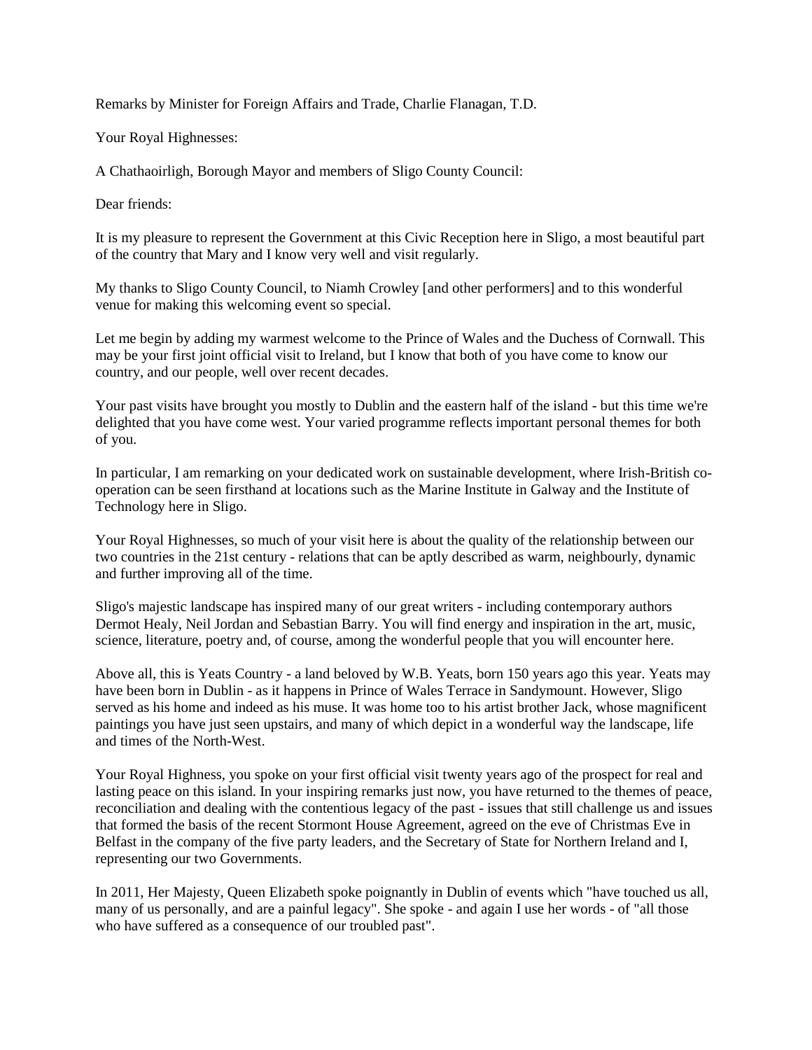Remarks by Minister for Foreign Affairs and Trade, Charlie Flanagan, T.D.

Your Royal Highnesses:

A Chathaoirligh, Borough Mayor and members of Sligo County Council:

Dear friends:

It is my pleasure to represent the Government at this Civic Reception here in Sligo, a most beautiful part of the country that Mary and I know very well and visit regularly.

My thanks to Sligo County Council, to Niamh Crowley [and other performers] and to this wonderful venue for making this welcoming event so special.

Let me begin by adding my warmest welcome to the Prince of Wales and the Duchess of Cornwall. This may be your first joint official visit to Ireland, but I know that both of you have come to know our country, and our people, well over recent decades.

Your past visits have brought you mostly to Dublin and the eastern half of the island - but this time we're delighted that you have come west. Your varied programme reflects important personal themes for both of you.

In particular, I am remarking on your dedicated work on sustainable development, where Irish-British co-operation can be seen firsthand at locations such as the Marine Institute in Galway and the Institute of Technology here in Sligo.

Your Royal Highnesses, so much of your visit here is about the quality of the relationship between our two countries in the 21st century - relations that can be aptly described as warm, neighbourly, dynamic and further improving all of the time.

Sligo's majestic landscape has inspired many of our great writers - including contemporary authors Dermot Healy, Neil Jordan and Sebastian Barry. You will find energy and inspiration in the art, music, science, literature, poetry and, of course, among the wonderful people that you will encounter here.

Above all, this is Yeats Country - a land beloved by W.B. Yeats, born 150 years ago this year. Yeats may have been born in Dublin - as it happens in Prince of Wales Terrace in Sandymount. However, Sligo served as his home and indeed as his muse. It was home too to his artist brother Jack, whose magnificent paintings you have just seen upstairs, and many of which depict in a wonderful way the landscape, life and times of the North-West.

Your Royal Highness, you spoke on your first official visit twenty years ago of the prospect for real and lasting peace on this island. In your inspiring remarks just now, you have returned to the themes of peace, reconciliation and dealing with the contentious legacy of the past - issues that still challenge us and issues that formed the basis of the recent Stormont House Agreement, agreed on the eve of Christmas Eve in Belfast in the company of the five party leaders, and the Secretary of State for Northern Ireland and I, representing our two Governments.

In 2011, Her Majesty, Queen Elizabeth spoke poignantly in Dublin of events which "have touched us all, many of us personally, and are a painful legacy". She spoke - and again I use her words - of "all those who have suffered as a consequence of our troubled past".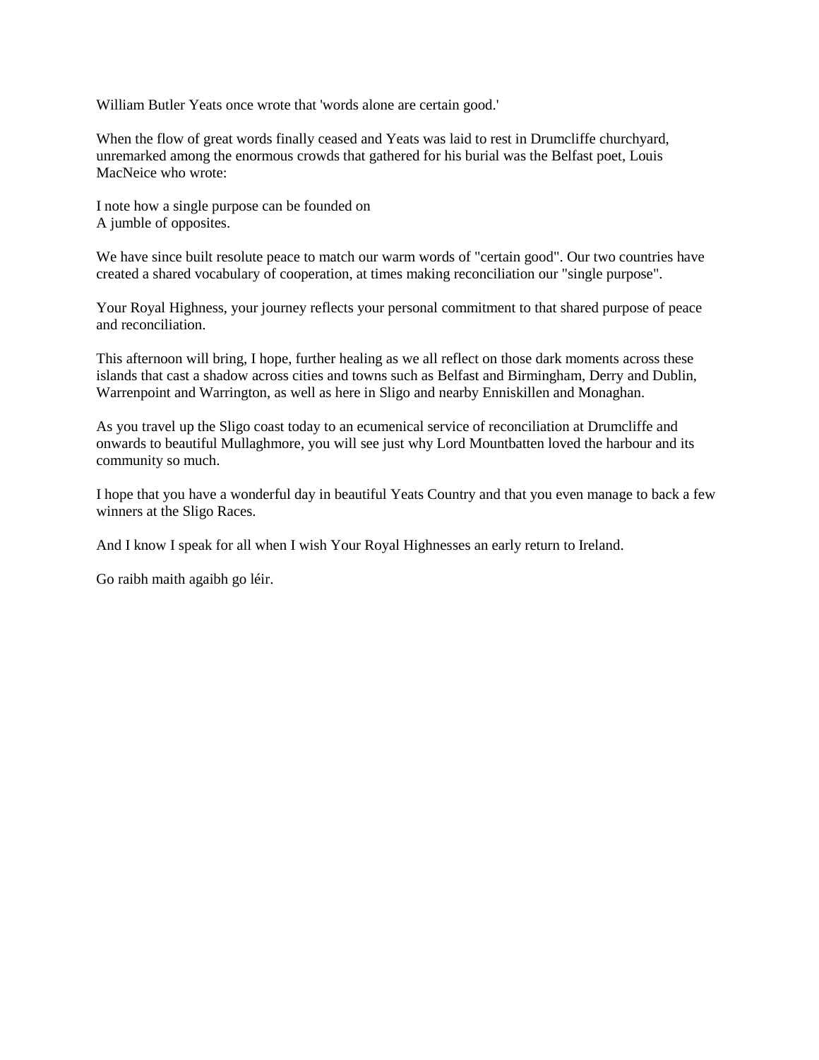William Butler Yeats once wrote that 'words alone are certain good.'

When the flow of great words finally ceased and Yeats was laid to rest in Drumcliffe churchyard, unremarked among the enormous crowds that gathered for his burial was the Belfast poet, Louis MacNeice who wrote:

I note how a single purpose can be founded on  
A jumble of opposites.

We have since built resolute peace to match our warm words of "certain good". Our two countries have created a shared vocabulary of cooperation, at times making reconciliation our "single purpose".

Your Royal Highness, your journey reflects your personal commitment to that shared purpose of peace and reconciliation.

This afternoon will bring, I hope, further healing as we all reflect on those dark moments across these islands that cast a shadow across cities and towns such as Belfast and Birmingham, Derry and Dublin, Warrenpoint and Warrington, as well as here in Sligo and nearby Enniskillen and Monaghan.

As you travel up the Sligo coast today to an ecumenical service of reconciliation at Drumcliffe and onwards to beautiful Mullaghmore, you will see just why Lord Mountbatten loved the harbour and its community so much.

I hope that you have a wonderful day in beautiful Yeats Country and that you even manage to back a few winners at the Sligo Races.

And I know I speak for all when I wish Your Royal Highnesses an early return to Ireland.

Go raibh maith agaibh go léir.